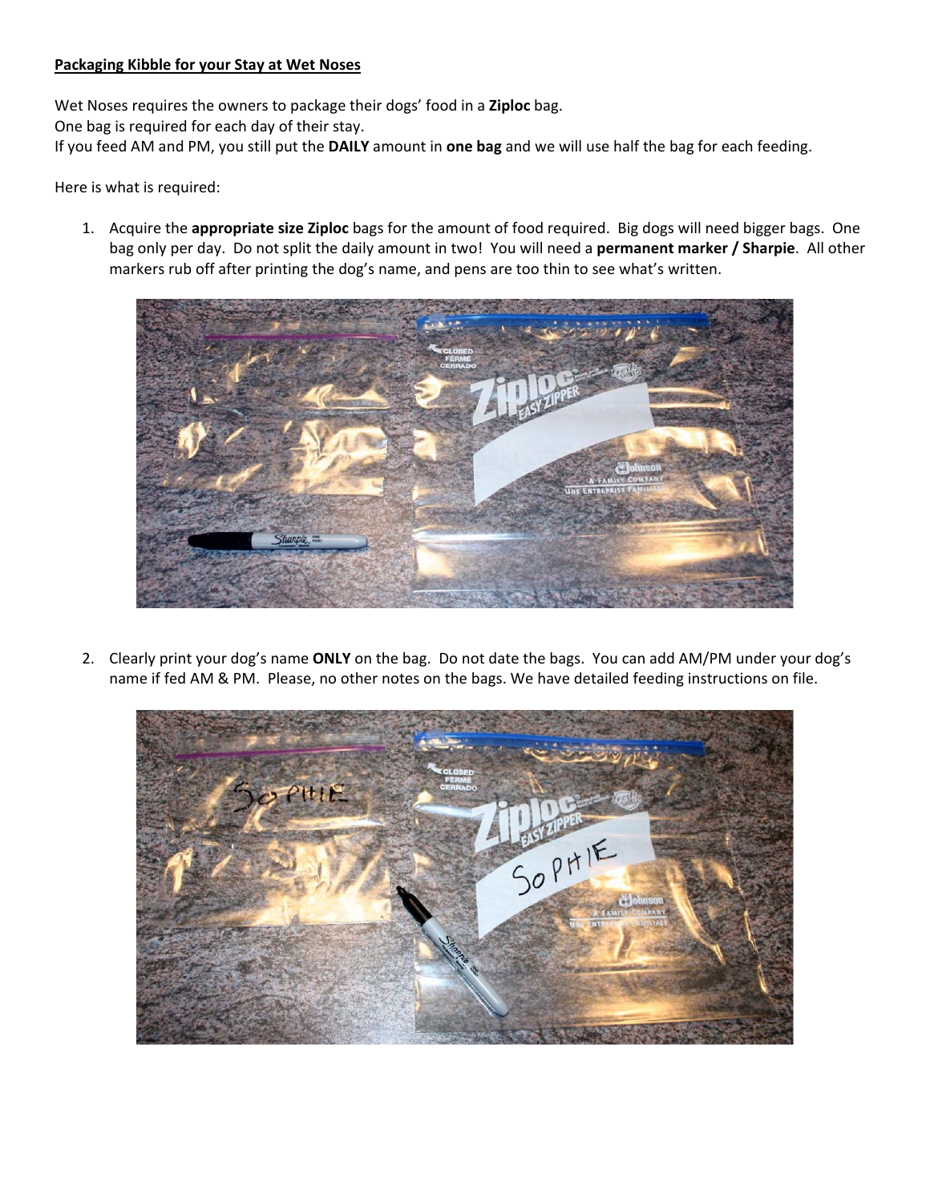**Packaging Kibble for your Stay at Wet Noses**

Wet Noses requires the owners to package their dogs' food in a **Ziploc** bag.
One bag is required for each day of their stay.
If you feed AM and PM, you still put the **DAILY** amount in **one bag** and we will use half the bag for each feeding.

Here is what is required:

1. Acquire the **appropriate size Ziploc** bags for the amount of food required. Big dogs will need bigger bags. One bag only per day. Do not split the daily amount in two! You will need a **permanent marker / Sharpie**. All other markers rub off after printing the dog's name, and pens are too thin to see what's written.

2. Clearly print your dog's name **ONLY** on the bag. Do not date the bags. You can add AM/PM under your dog's name if fed AM & PM. Please, no other notes on the bags. We have detailed feeding instructions on file.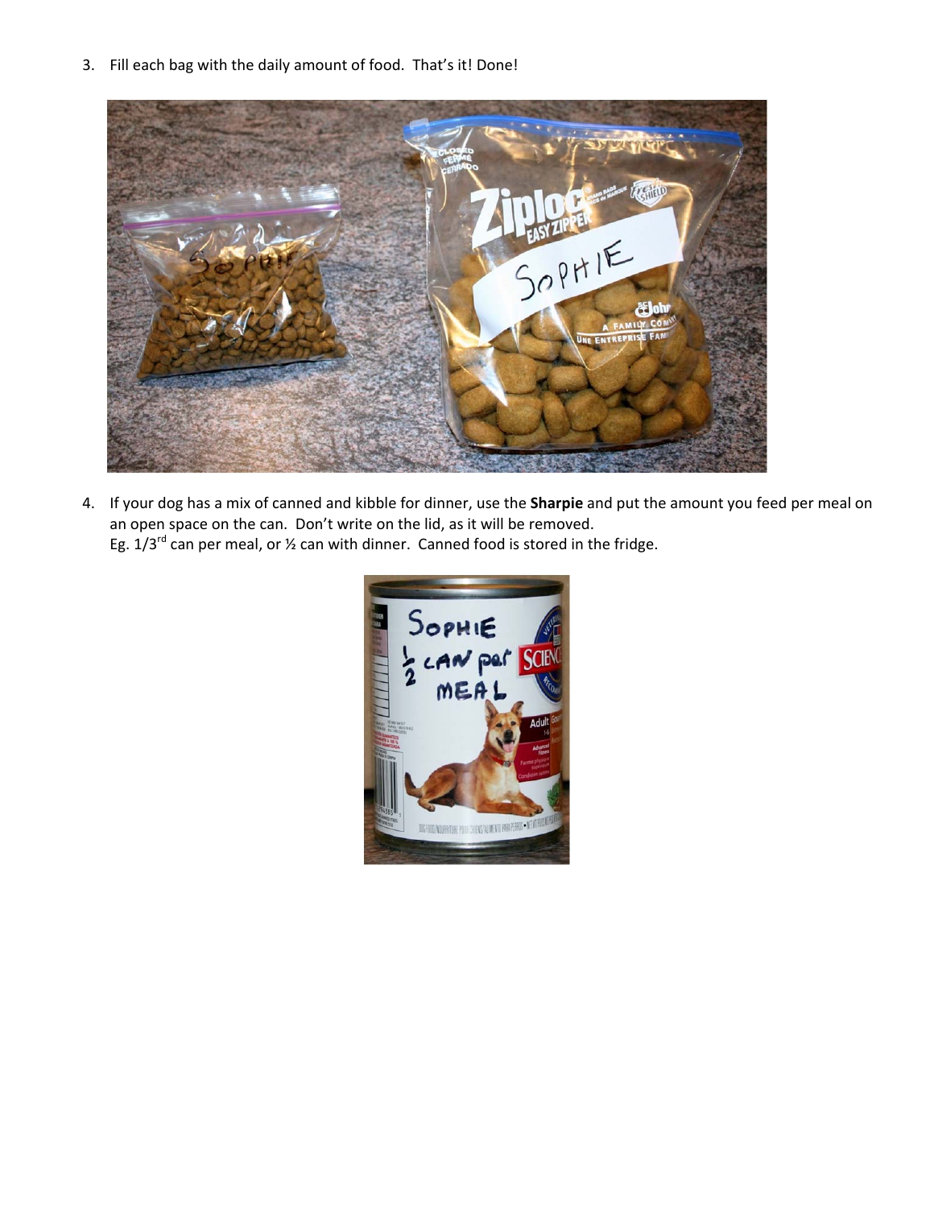3. Fill each bag with the daily amount of food. That's it! Done!

4. If your dog has a mix of canned and kibble for dinner, use the **Sharpie** and put the amount you feed per meal on an open space on the can. Don't write on the lid, as it will be removed.
   Eg. 1/3rd can per meal, or ½ can with dinner. Canned food is stored in the fridge.